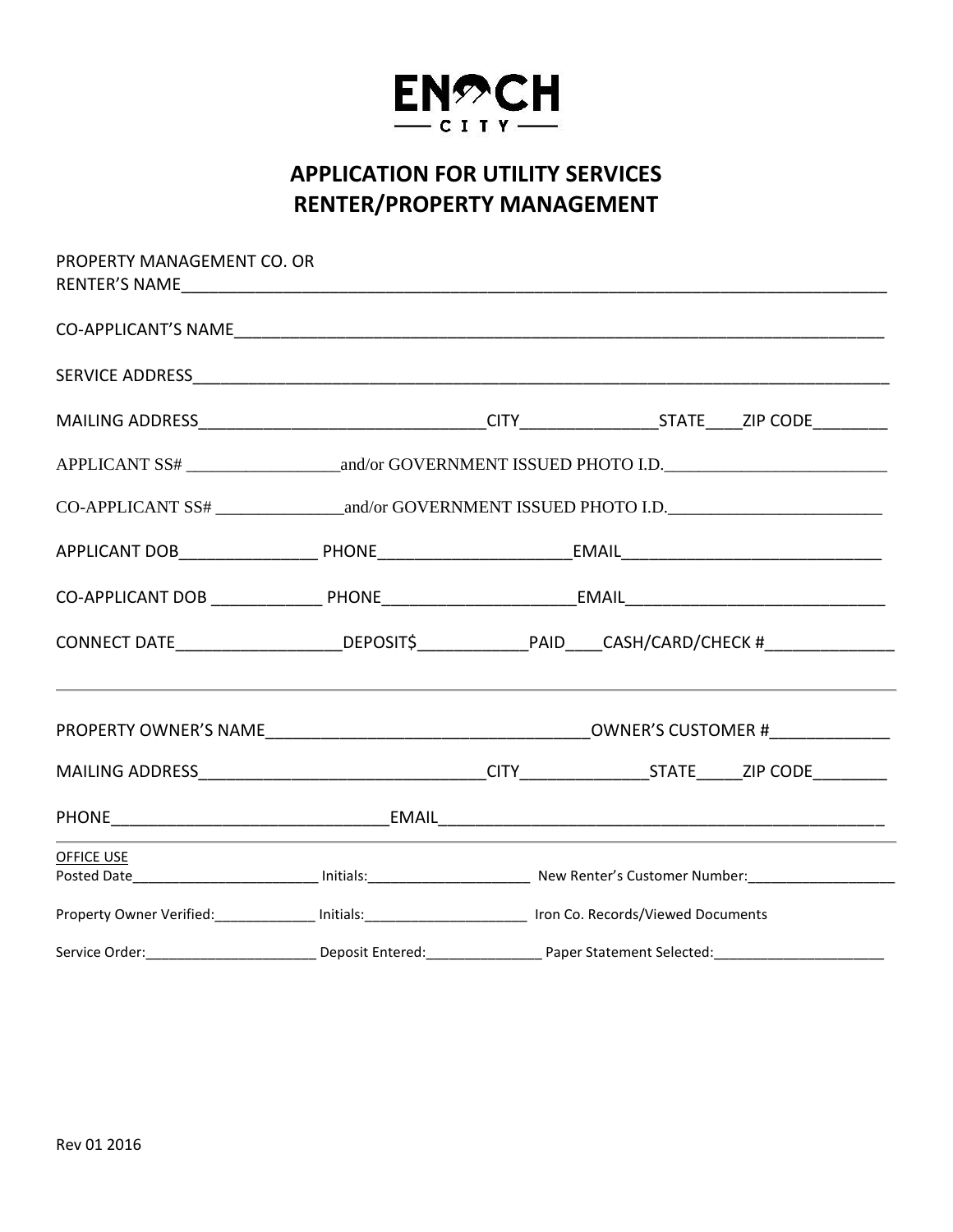ENOCH CITY

# APPLICATION FOR UTILITY SERVICES
# RENTER/PROPERTY MANAGEMENT

PROPERTY MANAGEMENT CO. OR
RENTER'S NAME_______________________________________________________________________________

CO-APPLICANT'S NAME___________________________________________________________________________

SERVICE ADDRESS_______________________________________________________________________________

MAILING ADDRESS_______________________________CITY_______________STATE____ZIP CODE________

APPLICANT SS# _________________and/or GOVERNMENT ISSUED PHOTO I.D._________________________

CO-APPLICANT SS# ______________and/or GOVERNMENT ISSUED PHOTO I.D.________________________

APPLICANT DOB_______________ PHONE_____________________EMAIL____________________________

CO-APPLICANT DOB ____________ PHONE_____________________EMAIL____________________________

CONNECT DATE_________________DEPOSIT$____________PAID____CASH/CARD/CHECK #______________

---

PROPERTY OWNER'S NAME___________________________________OWNER'S CUSTOMER #_____________

MAILING ADDRESS_______________________________CITY______________STATE_____ZIP CODE________

PHONE_____________________________EMAIL________________________________________________

---

OFFICE USE

Posted Date________________________ Initials:_____________________ New Renter's Customer Number:___________________

Property Owner Verified:_____________ Initials:_____________________ Iron Co. Records/Viewed Documents

Service Order:______________________ Deposit Entered:_______________ Paper Statement Selected:______________________

Rev 01 2016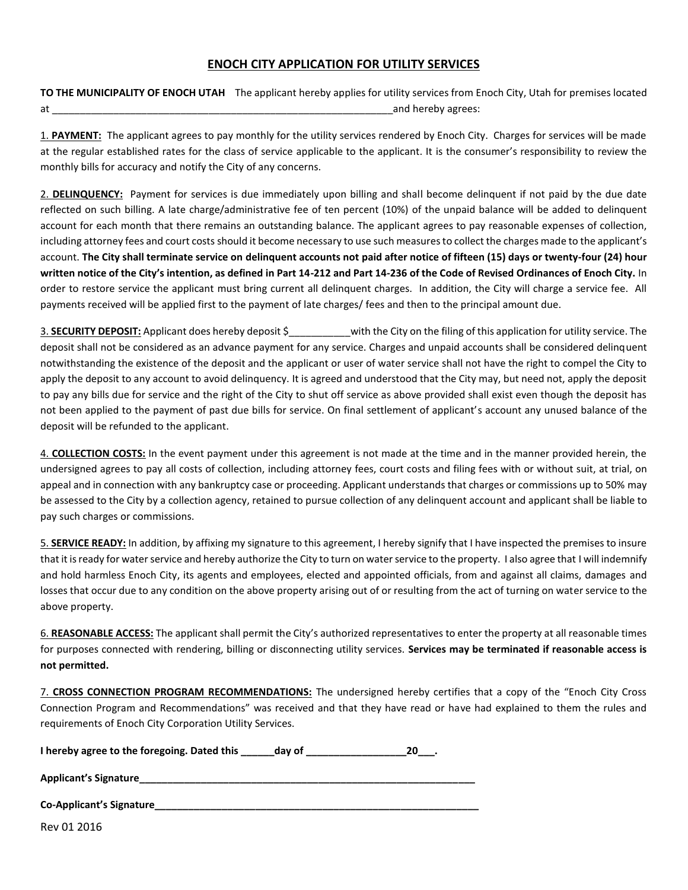# ENOCH CITY APPLICATION FOR UTILITY SERVICES

**TO THE MUNICIPALITY OF ENOCH UTAH** The applicant hereby applies for utility services from Enoch City, Utah for premises located at _______________________________________________________________and hereby agrees:

1. **PAYMENT:** The applicant agrees to pay monthly for the utility services rendered by Enoch City. Charges for services will be made at the regular established rates for the class of service applicable to the applicant. It is the consumer's responsibility to review the monthly bills for accuracy and notify the City of any concerns.

2. **DELINQUENCY:** Payment for services is due immediately upon billing and shall become delinquent if not paid by the due date reflected on such billing. A late charge/administrative fee of ten percent (10%) of the unpaid balance will be added to delinquent account for each month that there remains an outstanding balance. The applicant agrees to pay reasonable expenses of collection, including attorney fees and court costs should it become necessary to use such measures to collect the charges made to the applicant's account. **The City shall terminate service on delinquent accounts not paid after notice of fifteen (15) days or twenty-four (24) hour written notice of the City's intention, as defined in Part 14-212 and Part 14-236 of the Code of Revised Ordinances of Enoch City.** In order to restore service the applicant must bring current all delinquent charges. In addition, the City will charge a service fee. All payments received will be applied first to the payment of late charges/ fees and then to the principal amount due.

3. **SECURITY DEPOSIT:** Applicant does hereby deposit $___________with the City on the filing of this application for utility service. The deposit shall not be considered as an advance payment for any service. Charges and unpaid accounts shall be considered delinquent notwithstanding the existence of the deposit and the applicant or user of water service shall not have the right to compel the City to apply the deposit to any account to avoid delinquency. It is agreed and understood that the City may, but need not, apply the deposit to pay any bills due for service and the right of the City to shut off service as above provided shall exist even though the deposit has not been applied to the payment of past due bills for service. On final settlement of applicant's account any unused balance of the deposit will be refunded to the applicant.

4. **COLLECTION COSTS:** In the event payment under this agreement is not made at the time and in the manner provided herein, the undersigned agrees to pay all costs of collection, including attorney fees, court costs and filing fees with or without suit, at trial, on appeal and in connection with any bankruptcy case or proceeding. Applicant understands that charges or commissions up to 50% may be assessed to the City by a collection agency, retained to pursue collection of any delinquent account and applicant shall be liable to pay such charges or commissions.

5. **SERVICE READY:** In addition, by affixing my signature to this agreement, I hereby signify that I have inspected the premises to insure that it is ready for water service and hereby authorize the City to turn on water service to the property. I also agree that I will indemnify and hold harmless Enoch City, its agents and employees, elected and appointed officials, from and against all claims, damages and losses that occur due to any condition on the above property arising out of or resulting from the act of turning on water service to the above property.

6. **REASONABLE ACCESS:** The applicant shall permit the City's authorized representatives to enter the property at all reasonable times for purposes connected with rendering, billing or disconnecting utility services. **Services may be terminated if reasonable access is not permitted.**

7. **CROSS CONNECTION PROGRAM RECOMMENDATIONS:** The undersigned hereby certifies that a copy of the "Enoch City Cross Connection Program and Recommendations" was received and that they have read or have had explained to them the rules and requirements of Enoch City Corporation Utility Services.

**I hereby agree to the foregoing. Dated this ______day of __________________20___.**

**Applicant's Signature**_______________________________________________________________

**Co-Applicant's Signature**_____________________________________________________________

Rev 01 2016